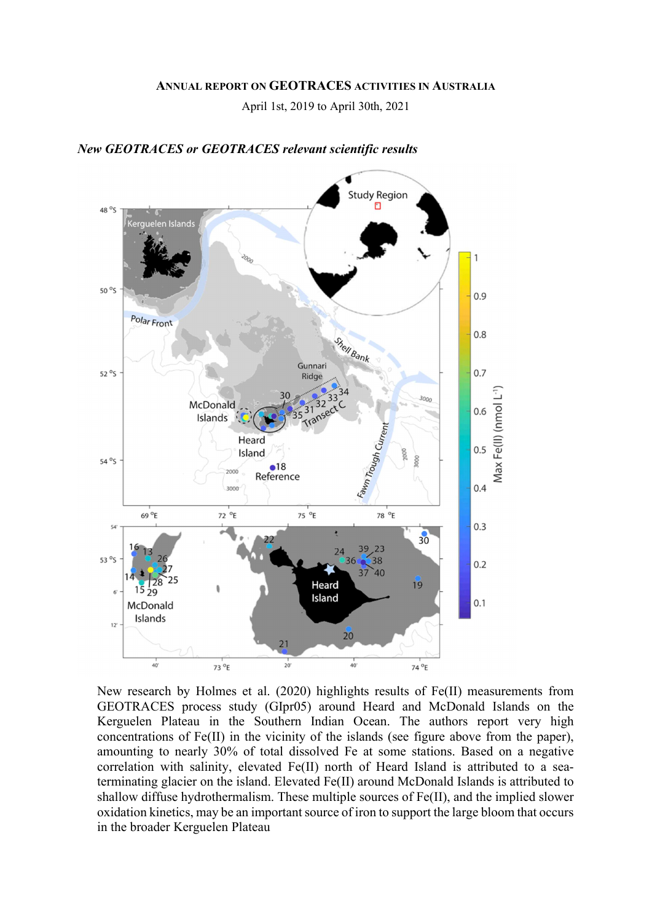ANNUAL REPORT ON GEOTRACES ACTIVITIES IN AUSTRALIA

April 1st, 2019 to April 30th, 2021

## *New GEOTRACES or GEOTRACES relevant scientific results*

New research by Holmes et al. (2020) highlights results of Fe(II) measurements from GEOTRACES process study (GIpr05) around Heard and McDonald Islands on the Kerguelen Plateau in the Southern Indian Ocean. The authors report very high concentrations of Fe(II) in the vicinity of the islands (see figure above from the paper), amounting to nearly 30% of total dissolved Fe at some stations. Based on a negative correlation with salinity, elevated Fe(II) north of Heard Island is attributed to a sea-terminating glacier on the island. Elevated Fe(II) around McDonald Islands is attributed to shallow diffuse hydrothermalism. These multiple sources of Fe(II), and the implied slower oxidation kinetics, may be an important source of iron to support the large bloom that occurs in the broader Kerguelen Plateau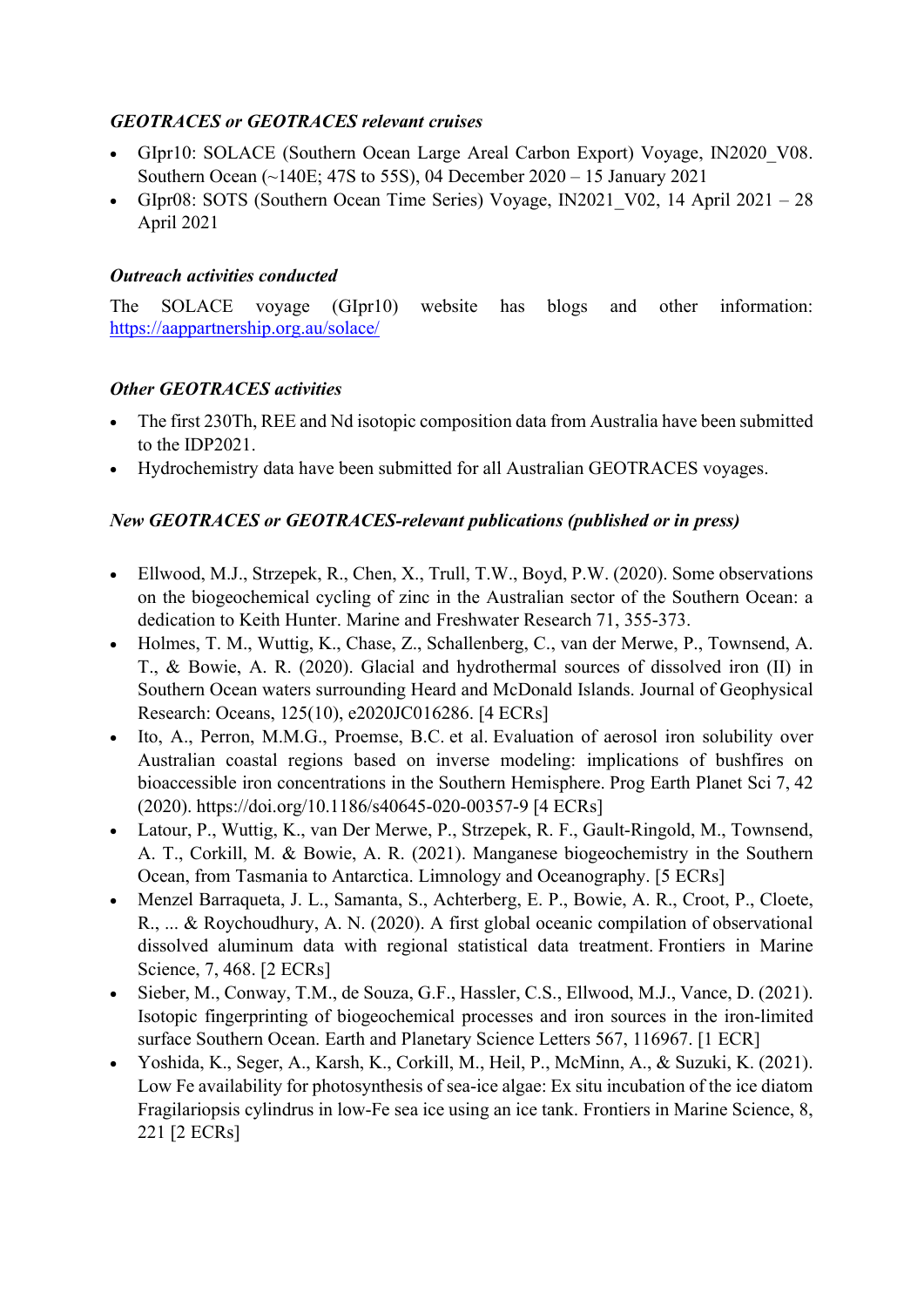*GEOTRACES or GEOTRACES relevant cruises*

- GIpr10: SOLACE (Southern Ocean Large Areal Carbon Export) Voyage, IN2020_V08. Southern Ocean (~140E; 47S to 55S), 04 December 2020 – 15 January 2021
- GIpr08: SOTS (Southern Ocean Time Series) Voyage, IN2021_V02, 14 April 2021 – 28 April 2021

*Outreach activities conducted*

The SOLACE voyage (GIpr10) website has blogs and other information: https://aappartnership.org.au/solace/

*Other GEOTRACES activities*

- The first 230Th, REE and Nd isotopic composition data from Australia have been submitted to the IDP2021.
- Hydrochemistry data have been submitted for all Australian GEOTRACES voyages.

*New GEOTRACES or GEOTRACES-relevant publications (published or in press)*

- Ellwood, M.J., Strzepek, R., Chen, X., Trull, T.W., Boyd, P.W. (2020). Some observations on the biogeochemical cycling of zinc in the Australian sector of the Southern Ocean: a dedication to Keith Hunter. Marine and Freshwater Research 71, 355-373.
- Holmes, T. M., Wuttig, K., Chase, Z., Schallenberg, C., van der Merwe, P., Townsend, A. T., & Bowie, A. R. (2020). Glacial and hydrothermal sources of dissolved iron (II) in Southern Ocean waters surrounding Heard and McDonald Islands. Journal of Geophysical Research: Oceans, 125(10), e2020JC016286. [4 ECRs]
- Ito, A., Perron, M.M.G., Proemse, B.C. et al. Evaluation of aerosol iron solubility over Australian coastal regions based on inverse modeling: implications of bushfires on bioaccessible iron concentrations in the Southern Hemisphere. Prog Earth Planet Sci 7, 42 (2020). https://doi.org/10.1186/s40645-020-00357-9 [4 ECRs]
- Latour, P., Wuttig, K., van Der Merwe, P., Strzepek, R. F., Gault-Ringold, M., Townsend, A. T., Corkill, M. & Bowie, A. R. (2021). Manganese biogeochemistry in the Southern Ocean, from Tasmania to Antarctica. Limnology and Oceanography. [5 ECRs]
- Menzel Barraqueta, J. L., Samanta, S., Achterberg, E. P., Bowie, A. R., Croot, P., Cloete, R., ... & Roychoudhury, A. N. (2020). A first global oceanic compilation of observational dissolved aluminum data with regional statistical data treatment. Frontiers in Marine Science, 7, 468. [2 ECRs]
- Sieber, M., Conway, T.M., de Souza, G.F., Hassler, C.S., Ellwood, M.J., Vance, D. (2021). Isotopic fingerprinting of biogeochemical processes and iron sources in the iron-limited surface Southern Ocean. Earth and Planetary Science Letters 567, 116967. [1 ECR]
- Yoshida, K., Seger, A., Karsh, K., Corkill, M., Heil, P., McMinn, A., & Suzuki, K. (2021). Low Fe availability for photosynthesis of sea-ice algae: Ex situ incubation of the ice diatom Fragilariopsis cylindrus in low-Fe sea ice using an ice tank. Frontiers in Marine Science, 8, 221 [2 ECRs]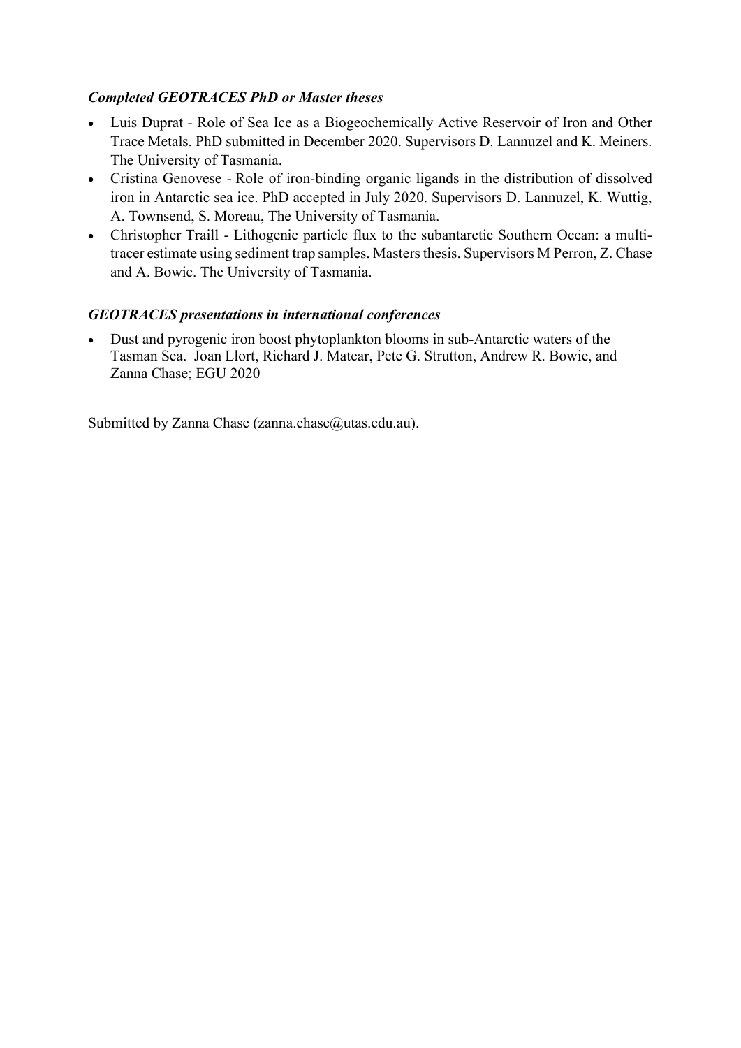### *Completed GEOTRACES PhD or Master theses*

- Luis Duprat - Role of Sea Ice as a Biogeochemically Active Reservoir of Iron and Other Trace Metals. PhD submitted in December 2020. Supervisors D. Lannuzel and K. Meiners. The University of Tasmania.
- Cristina Genovese - Role of iron-binding organic ligands in the distribution of dissolved iron in Antarctic sea ice. PhD accepted in July 2020. Supervisors D. Lannuzel, K. Wuttig, A. Townsend, S. Moreau, The University of Tasmania.
- Christopher Traill - Lithogenic particle flux to the subantarctic Southern Ocean: a multi-tracer estimate using sediment trap samples. Masters thesis. Supervisors M Perron, Z. Chase and A. Bowie. The University of Tasmania.

### *GEOTRACES presentations in international conferences*

- Dust and pyrogenic iron boost phytoplankton blooms in sub-Antarctic waters of the Tasman Sea. Joan Llort, Richard J. Matear, Pete G. Strutton, Andrew R. Bowie, and Zanna Chase; EGU 2020

Submitted by Zanna Chase (zanna.chase@utas.edu.au).